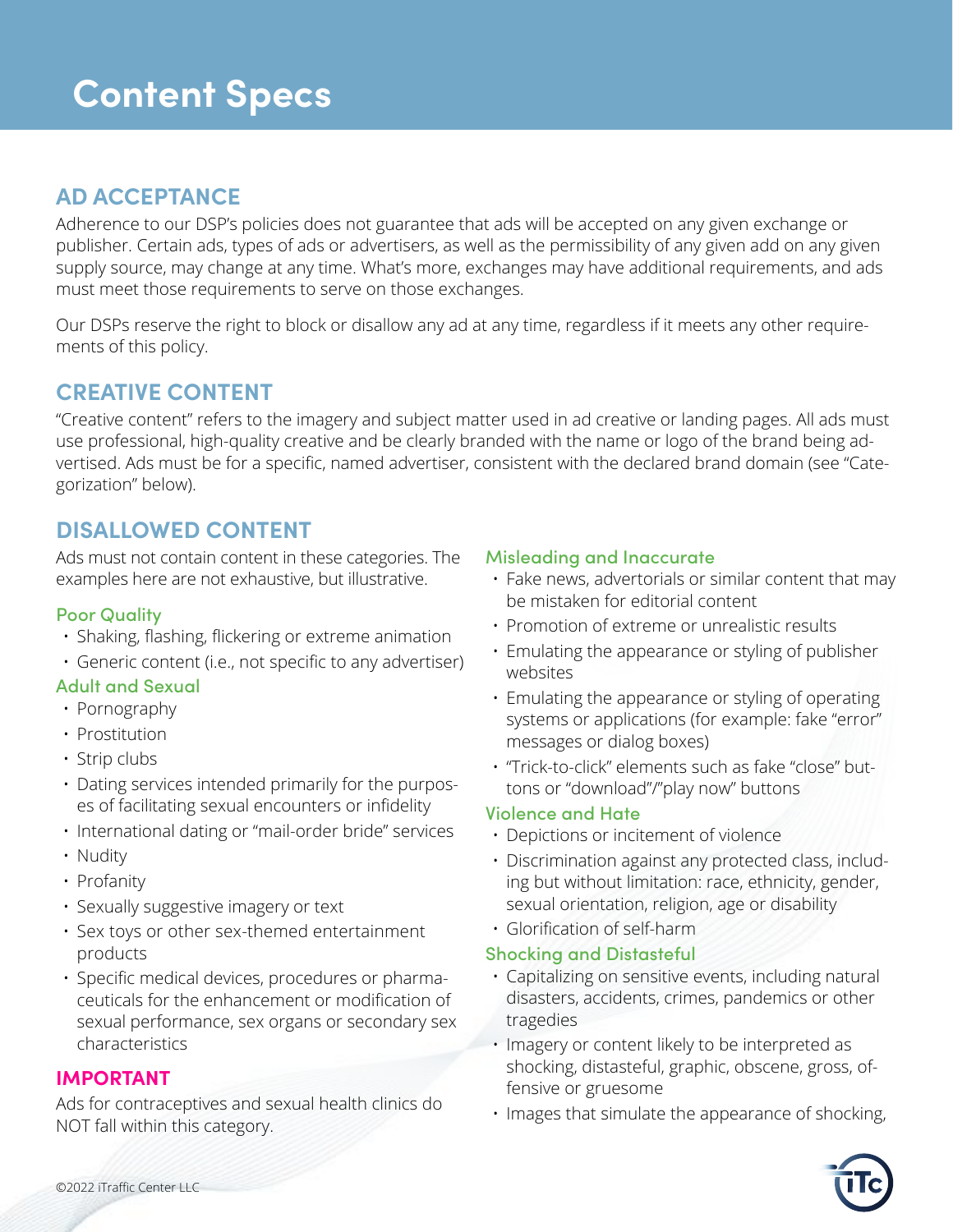# Content Specs

## AD ACCEPTANCE

Adherence to our DSP's policies does not guarantee that ads will be accepted on any given exchange or publisher. Certain ads, types of ads or advertisers, as well as the permissibility of any given add on any given supply source, may change at any time. What's more, exchanges may have additional requirements, and ads must meet those requirements to serve on those exchanges.

Our DSPs reserve the right to block or disallow any ad at any time, regardless if it meets any other requirements of this policy.

## CREATIVE CONTENT

"Creative content" refers to the imagery and subject matter used in ad creative or landing pages. All ads must use professional, high-quality creative and be clearly branded with the name or logo of the brand being advertised. Ads must be for a specific, named advertiser, consistent with the declared brand domain (see "Categorization" below).

## DISALLOWED CONTENT

Ads must not contain content in these categories. The examples here are not exhaustive, but illustrative.

### Poor Quality

- Shaking, flashing, flickering or extreme animation
- Generic content (i.e., not specific to any advertiser)

### Adult and Sexual

- Pornography
- Prostitution
- Strip clubs
- Dating services intended primarily for the purposes of facilitating sexual encounters or infidelity
- International dating or "mail-order bride" services
- Nudity
- Profanity
- Sexually suggestive imagery or text
- Sex toys or other sex-themed entertainment products
- Specific medical devices, procedures or pharmaceuticals for the enhancement or modification of sexual performance, sex organs or secondary sex characteristics

### IMPORTANT

Ads for contraceptives and sexual health clinics do NOT fall within this category.

### Misleading and Inaccurate

- Fake news, advertorials or similar content that may be mistaken for editorial content
- Promotion of extreme or unrealistic results
- Emulating the appearance or styling of publisher websites
- Emulating the appearance or styling of operating systems or applications (for example: fake "error" messages or dialog boxes)
- "Trick-to-click" elements such as fake "close" buttons or "download"/"play now" buttons

### Violence and Hate

- Depictions or incitement of violence
- Discrimination against any protected class, including but without limitation: race, ethnicity, gender, sexual orientation, religion, age or disability
- Glorification of self-harm

### Shocking and Distasteful

- Capitalizing on sensitive events, including natural disasters, accidents, crimes, pandemics or other tragedies
- Imagery or content likely to be interpreted as shocking, distasteful, graphic, obscene, gross, offensive or gruesome
- Images that simulate the appearance of shocking,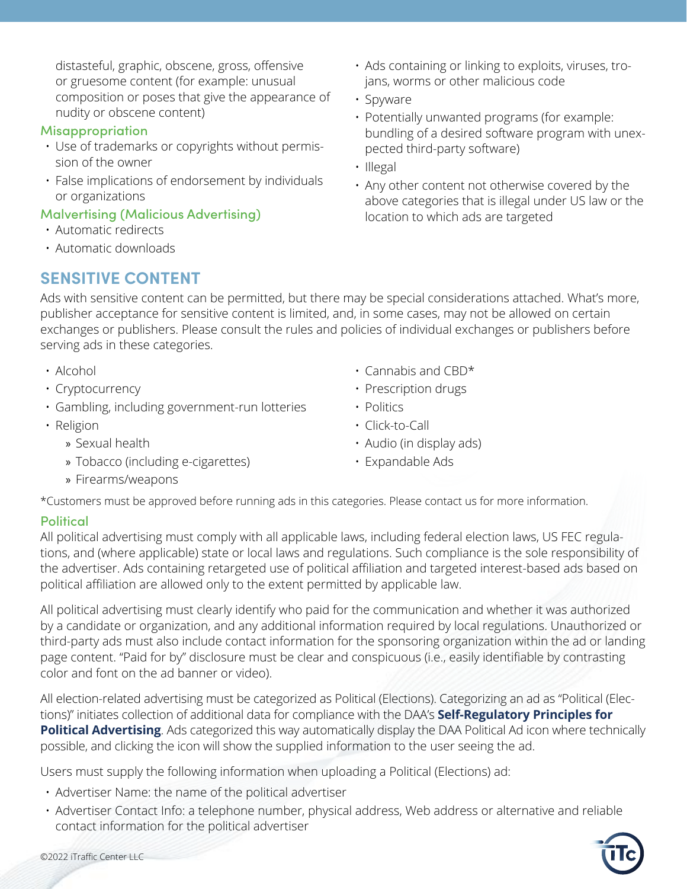distasteful, graphic, obscene, gross, offensive or gruesome content (for example: unusual composition or poses that give the appearance of nudity or obscene content)

### Misappropriation

- Use of trademarks or copyrights without permission of the owner
- False implications of endorsement by individuals or organizations

### Malvertising (Malicious Advertising)

- Automatic redirects
- Automatic downloads
- Ads containing or linking to exploits, viruses, trojans, worms or other malicious code
- Spyware
- Potentially unwanted programs (for example: bundling of a desired software program with unexpected third-party software)
- Illegal
- Any other content not otherwise covered by the above categories that is illegal under US law or the location to which ads are targeted

## SENSITIVE CONTENT

Ads with sensitive content can be permitted, but there may be special considerations attached. What's more, publisher acceptance for sensitive content is limited, and, in some cases, may not be allowed on certain exchanges or publishers. Please consult the rules and policies of individual exchanges or publishers before serving ads in these categories.

- Alcohol
- Cryptocurrency
- Gambling, including government-run lotteries
- Religion
  - » Sexual health
  - » Tobacco (including e-cigarettes)
  - » Firearms/weapons
- Cannabis and CBD*
- Prescription drugs
- Politics
- Click-to-Call
- Audio (in display ads)
- Expandable Ads

*Customers must be approved before running ads in this categories. Please contact us for more information.

### Political

All political advertising must comply with all applicable laws, including federal election laws, US FEC regulations, and (where applicable) state or local laws and regulations. Such compliance is the sole responsibility of the advertiser. Ads containing retargeted use of political affiliation and targeted interest-based ads based on political affiliation are allowed only to the extent permitted by applicable law.

All political advertising must clearly identify who paid for the communication and whether it was authorized by a candidate or organization, and any additional information required by local regulations. Unauthorized or third-party ads must also include contact information for the sponsoring organization within the ad or landing page content. "Paid for by" disclosure must be clear and conspicuous (i.e., easily identifiable by contrasting color and font on the ad banner or video).

All election-related advertising must be categorized as Political (Elections). Categorizing an ad as "Political (Elections)" initiates collection of additional data for compliance with the DAA's **Self-Regulatory Principles for Political Advertising**. Ads categorized this way automatically display the DAA Political Ad icon where technically possible, and clicking the icon will show the supplied information to the user seeing the ad.

Users must supply the following information when uploading a Political (Elections) ad:

- Advertiser Name: the name of the political advertiser
- Advertiser Contact Info: a telephone number, physical address, Web address or alternative and reliable contact information for the political advertiser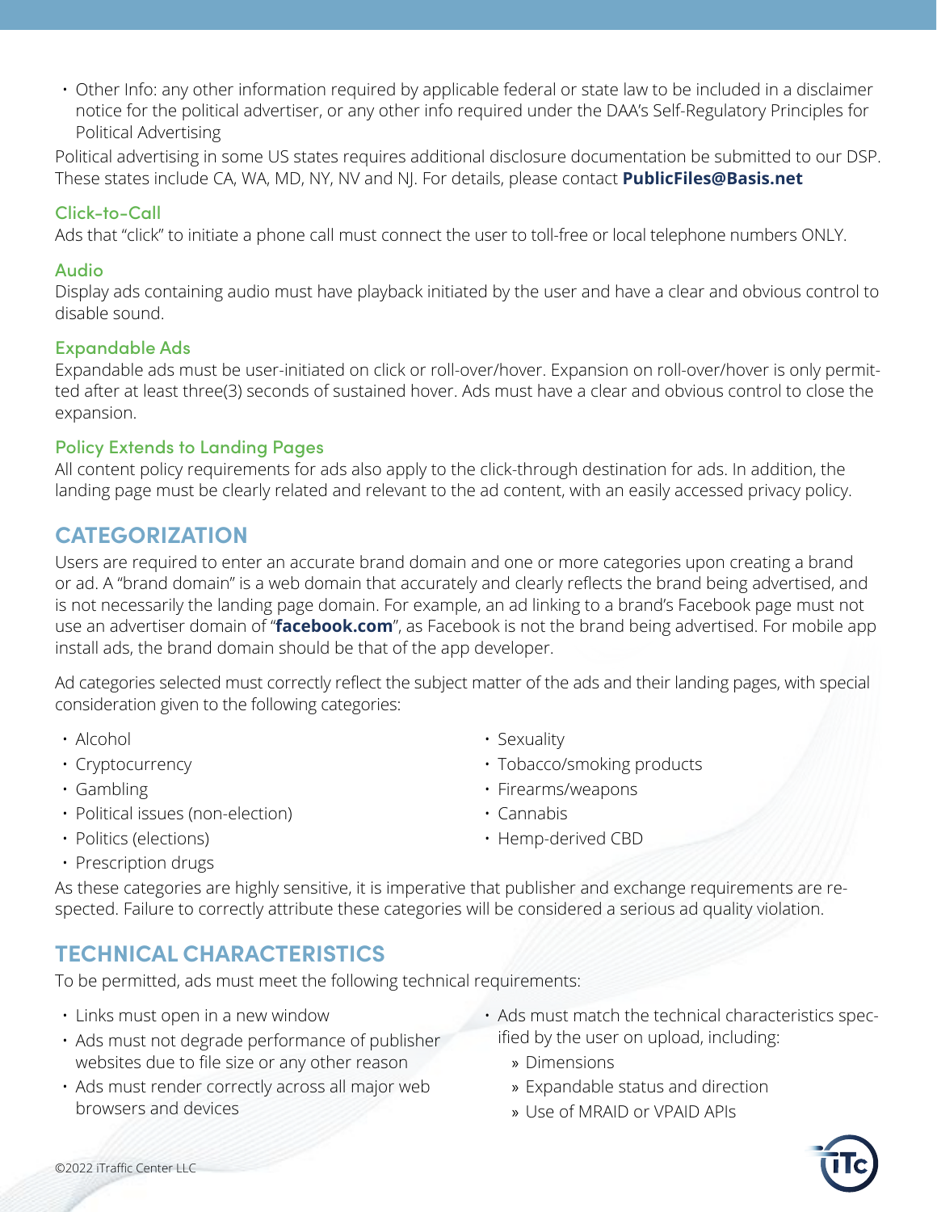- Other Info: any other information required by applicable federal or state law to be included in a disclaimer notice for the political advertiser, or any other info required under the DAA's Self-Regulatory Principles for Political Advertising

Political advertising in some US states requires additional disclosure documentation be submitted to our DSP. These states include CA, WA, MD, NY, NV and NJ. For details, please contact **PublicFiles@Basis.net**

### Click-to-Call

Ads that "click" to initiate a phone call must connect the user to toll-free or local telephone numbers ONLY.

### Audio

Display ads containing audio must have playback initiated by the user and have a clear and obvious control to disable sound.

### Expandable Ads

Expandable ads must be user-initiated on click or roll-over/hover. Expansion on roll-over/hover is only permitted after at least three(3) seconds of sustained hover. Ads must have a clear and obvious control to close the expansion.

### Policy Extends to Landing Pages

All content policy requirements for ads also apply to the click-through destination for ads. In addition, the landing page must be clearly related and relevant to the ad content, with an easily accessed privacy policy.

## CATEGORIZATION

Users are required to enter an accurate brand domain and one or more categories upon creating a brand or ad. A "brand domain" is a web domain that accurately and clearly reflects the brand being advertised, and is not necessarily the landing page domain. For example, an ad linking to a brand's Facebook page must not use an advertiser domain of "**facebook.com**", as Facebook is not the brand being advertised. For mobile app install ads, the brand domain should be that of the app developer.

Ad categories selected must correctly reflect the subject matter of the ads and their landing pages, with special consideration given to the following categories:

- Alcohol
- Cryptocurrency
- Gambling
- Political issues (non-election)
- Politics (elections)
- Prescription drugs
- Sexuality
- Tobacco/smoking products
- Firearms/weapons
- Cannabis
- Hemp-derived CBD

As these categories are highly sensitive, it is imperative that publisher and exchange requirements are respected. Failure to correctly attribute these categories will be considered a serious ad quality violation.

## TECHNICAL CHARACTERISTICS

To be permitted, ads must meet the following technical requirements:

- Links must open in a new window
- Ads must not degrade performance of publisher websites due to file size or any other reason
- Ads must render correctly across all major web browsers and devices
- Ads must match the technical characteristics specified by the user on upload, including:
  - Dimensions
  - Expandable status and direction
  - Use of MRAID or VPAID APIs

©2022 iTraffic Center LLC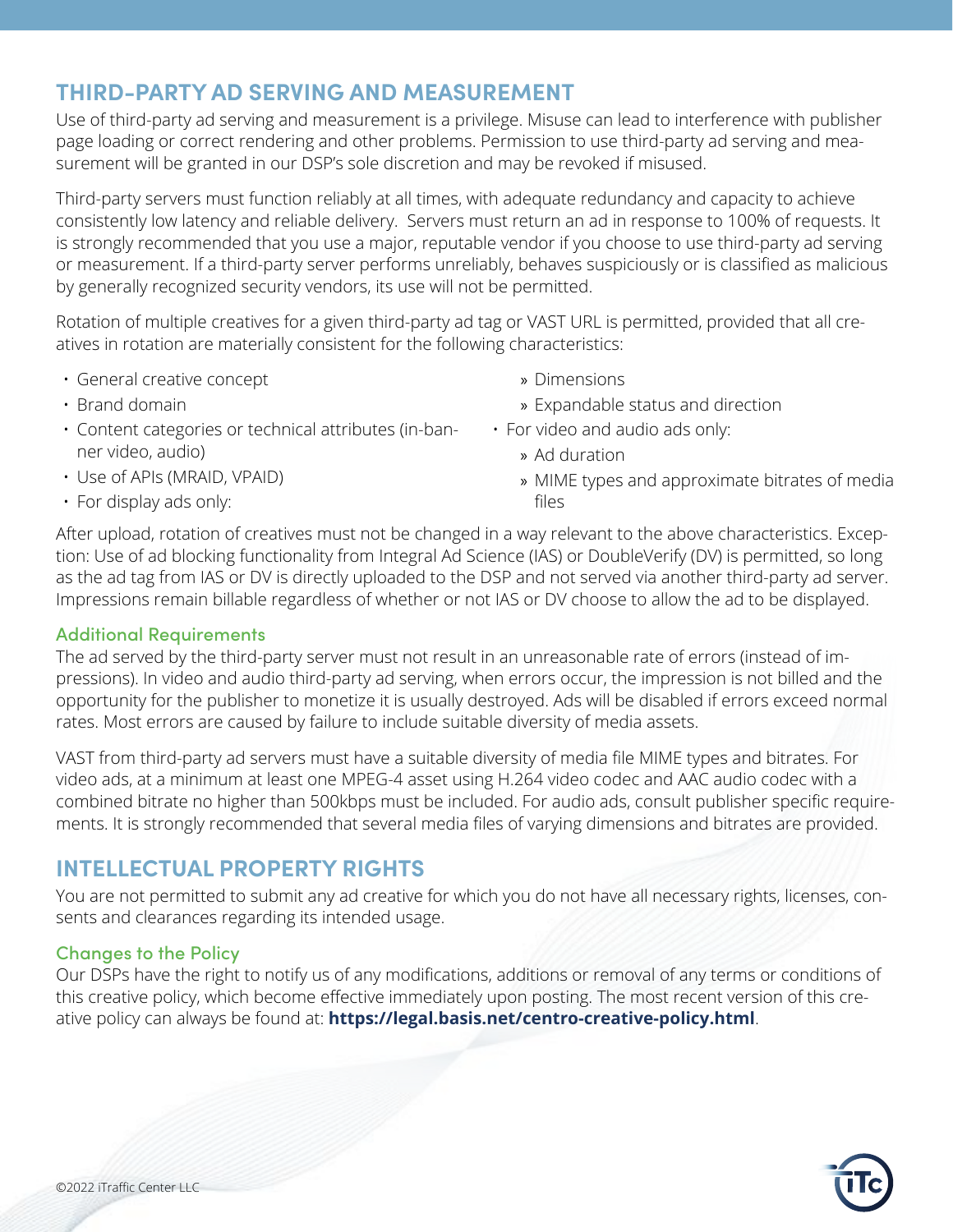## THIRD-PARTY AD SERVING AND MEASUREMENT

Use of third-party ad serving and measurement is a privilege. Misuse can lead to interference with publisher page loading or correct rendering and other problems. Permission to use third-party ad serving and measurement will be granted in our DSP's sole discretion and may be revoked if misused.

Third-party servers must function reliably at all times, with adequate redundancy and capacity to achieve consistently low latency and reliable delivery. Servers must return an ad in response to 100% of requests. It is strongly recommended that you use a major, reputable vendor if you choose to use third-party ad serving or measurement. If a third-party server performs unreliably, behaves suspiciously or is classified as malicious by generally recognized security vendors, its use will not be permitted.

Rotation of multiple creatives for a given third-party ad tag or VAST URL is permitted, provided that all creatives in rotation are materially consistent for the following characteristics:

- General creative concept
- Brand domain
- Content categories or technical attributes (in-banner video, audio)
- Use of APIs (MRAID, VPAID)
- For display ads only:
  - Dimensions
  - Expandable status and direction
- For video and audio ads only:
  - Ad duration
  - MIME types and approximate bitrates of media files

After upload, rotation of creatives must not be changed in a way relevant to the above characteristics. Exception: Use of ad blocking functionality from Integral Ad Science (IAS) or DoubleVerify (DV) is permitted, so long as the ad tag from IAS or DV is directly uploaded to the DSP and not served via another third-party ad server. Impressions remain billable regardless of whether or not IAS or DV choose to allow the ad to be displayed.

### Additional Requirements

The ad served by the third-party server must not result in an unreasonable rate of errors (instead of impressions). In video and audio third-party ad serving, when errors occur, the impression is not billed and the opportunity for the publisher to monetize it is usually destroyed. Ads will be disabled if errors exceed normal rates. Most errors are caused by failure to include suitable diversity of media assets.

VAST from third-party ad servers must have a suitable diversity of media file MIME types and bitrates. For video ads, at a minimum at least one MPEG-4 asset using H.264 video codec and AAC audio codec with a combined bitrate no higher than 500kbps must be included. For audio ads, consult publisher specific requirements. It is strongly recommended that several media files of varying dimensions and bitrates are provided.

## INTELLECTUAL PROPERTY RIGHTS

You are not permitted to submit any ad creative for which you do not have all necessary rights, licenses, consents and clearances regarding its intended usage.

### Changes to the Policy

Our DSPs have the right to notify us of any modifications, additions or removal of any terms or conditions of this creative policy, which become effective immediately upon posting. The most recent version of this creative policy can always be found at: **https://legal.basis.net/centro-creative-policy.html**.

©2022 iTraffic Center LLC